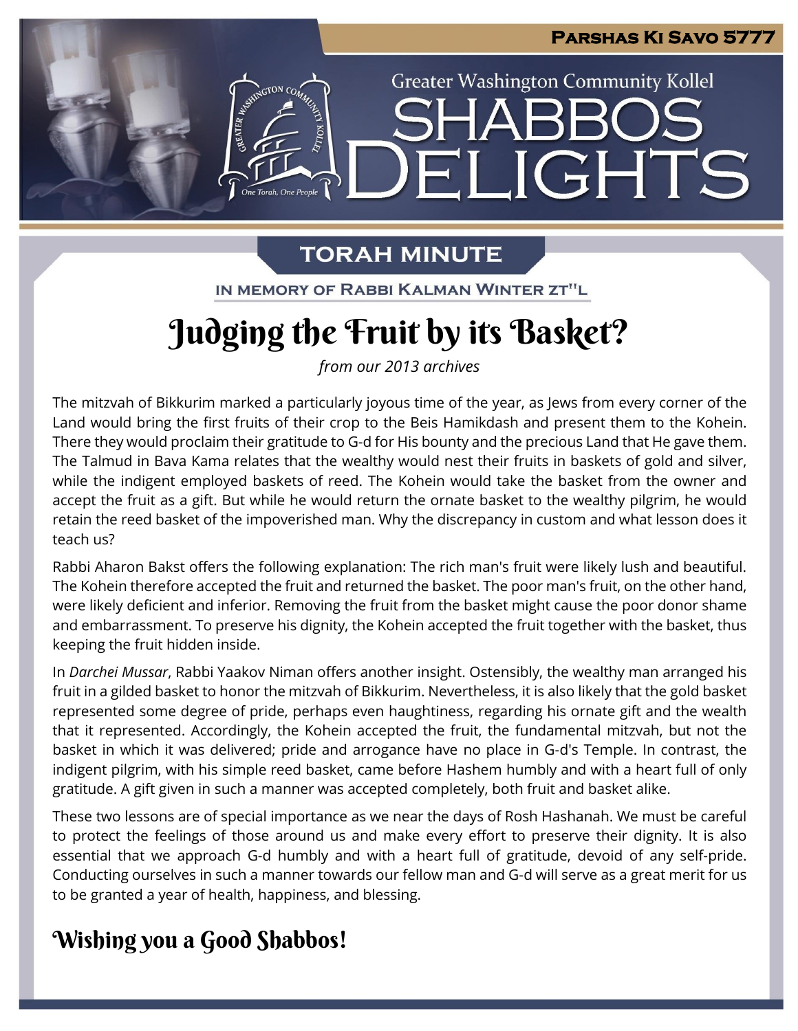**Parshas Ki Savo 5777**

Greater Washington Community Kollel

# SHABBOS DELIGHTS

## TORAH MINUTE

IN MEMORY OF RABBI KALMAN WINTER ZT"L

# Judging the Fruit by its Basket?

*from our 2013 archives*

The mitzvah of Bikkurim marked a particularly joyous time of the year, as Jews from every corner of the Land would bring the first fruits of their crop to the Beis Hamikdash and present them to the Kohein. There they would proclaim their gratitude to G-d for His bounty and the precious Land that He gave them. The Talmud in Bava Kama relates that the wealthy would nest their fruits in baskets of gold and silver, while the indigent employed baskets of reed. The Kohein would take the basket from the owner and accept the fruit as a gift. But while he would return the ornate basket to the wealthy pilgrim, he would retain the reed basket of the impoverished man. Why the discrepancy in custom and what lesson does it teach us?

Rabbi Aharon Bakst offers the following explanation: The rich man's fruit were likely lush and beautiful. The Kohein therefore accepted the fruit and returned the basket. The poor man's fruit, on the other hand, were likely deficient and inferior. Removing the fruit from the basket might cause the poor donor shame and embarrassment. To preserve his dignity, the Kohein accepted the fruit together with the basket, thus keeping the fruit hidden inside.

In *Darchei Mussar*, Rabbi Yaakov Niman offers another insight. Ostensibly, the wealthy man arranged his fruit in a gilded basket to honor the mitzvah of Bikkurim. Nevertheless, it is also likely that the gold basket represented some degree of pride, perhaps even haughtiness, regarding his ornate gift and the wealth that it represented. Accordingly, the Kohein accepted the fruit, the fundamental mitzvah, but not the basket in which it was delivered; pride and arrogance have no place in G-d's Temple. In contrast, the indigent pilgrim, with his simple reed basket, came before Hashem humbly and with a heart full of only gratitude. A gift given in such a manner was accepted completely, both fruit and basket alike.

These two lessons are of special importance as we near the days of Rosh Hashanah. We must be careful to protect the feelings of those around us and make every effort to preserve their dignity. It is also essential that we approach G-d humbly and with a heart full of gratitude, devoid of any self-pride. Conducting ourselves in such a manner towards our fellow man and G-d will serve as a great merit for us to be granted a year of health, happiness, and blessing.

## Wishing you a Good Shabbos!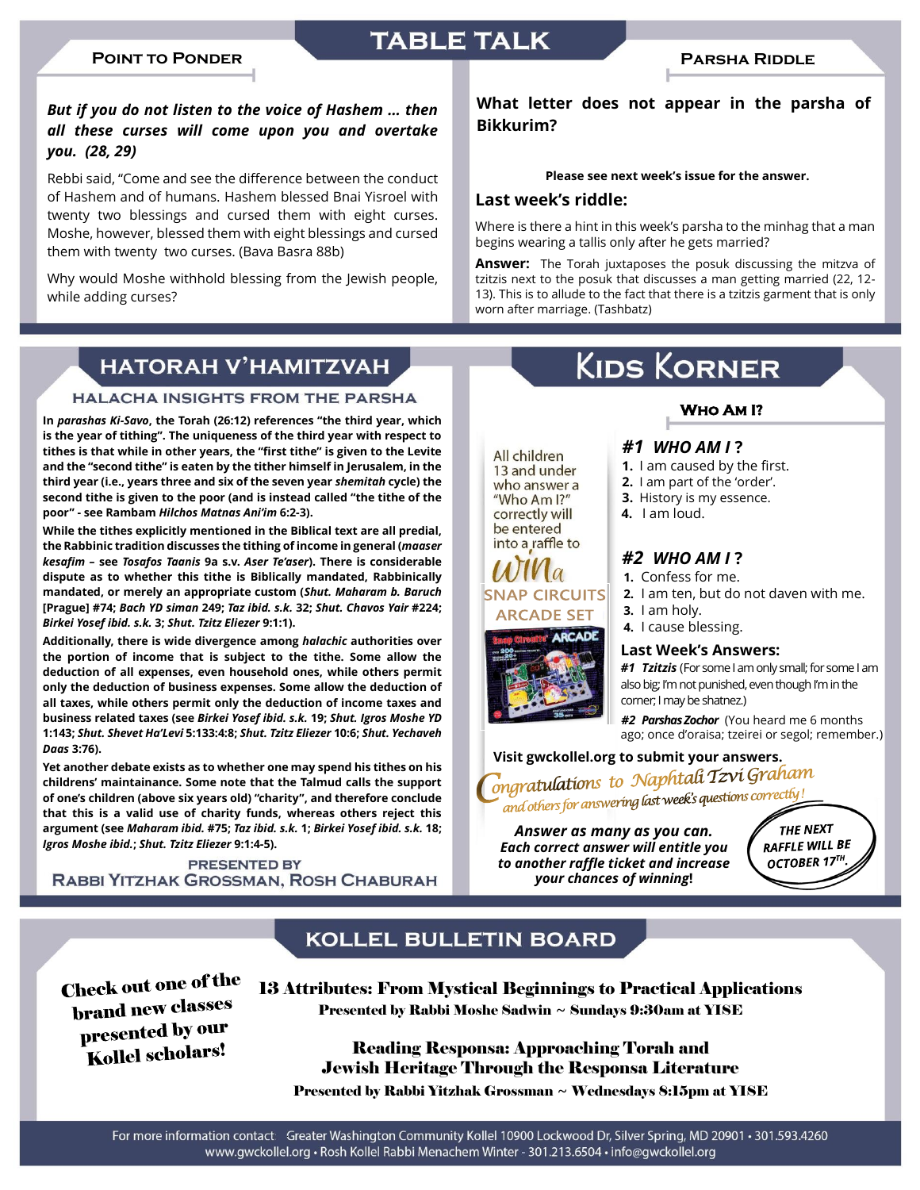# TABLE TALK

## Point to Ponder

***But if you do not listen to the voice of Hashem ... then all these curses will come upon you and overtake you. (28, 29)***

Rebbi said, "Come and see the difference between the conduct of Hashem and of humans. Hashem blessed Bnai Yisroel with twenty two blessings and cursed them with eight curses. Moshe, however, blessed them with eight blessings and cursed them with twenty two curses. (Bava Basra 88b)

Why would Moshe withhold blessing from the Jewish people, while adding curses?

## Parsha Riddle

**What letter does not appear in the parsha of Bikkurim?**

**Please see next week's issue for the answer.**

### Last week's riddle:

Where is there a hint in this week's parsha to the minhag that a man begins wearing a tallis only after he gets married?

**Answer:** The Torah juxtaposes the posuk discussing the mitzva of tzitzis next to the posuk that discusses a man getting married (22, 12-13). This is to allude to the fact that there is a tzitzis garment that is only worn after marriage. (Tashbatz)

# HATORAH V'HAMITZVAH

## HALACHA INSIGHTS FROM THE PARSHA

**In *parashas Ki-Savo*, the Torah (26:12) references "the third year, which is the year of tithing". The uniqueness of the third year with respect to tithes is that while in other years, the "first tithe" is given to the Levite and the "second tithe" is eaten by the tither himself in Jerusalem, in the third year (i.e., years three and six of the seven year *shemitah* cycle) the second tithe is given to the poor (and is instead called "the tithe of the poor" - see Rambam *Hilchos Matnas Ani'im* 6:2-3).**

**While the tithes explicitly mentioned in the Biblical text are all predial, the Rabbinic tradition discusses the tithing of income in general (*maaser kesafim* – see *Tosafos Taanis* 9a s.v. *Aser Te'aser*). There is considerable dispute as to whether this tithe is Biblically mandated, Rabbinically mandated, or merely an appropriate custom (*Shut. Maharam b. Baruch* [Prague] #74; *Bach YD siman* 249; *Taz ibid. s.k.* 32; *Shut. Chavos Yair* #224; *Birkei Yosef ibid. s.k.* 3; *Shut. Tzitz Eliezer* 9:1:1).**

**Additionally, there is wide divergence among *halachic* authorities over the portion of income that is subject to the tithe. Some allow the deduction of all expenses, even household ones, while others permit only the deduction of business expenses. Some allow the deduction of all taxes, while others permit only the deduction of income taxes and business related taxes (see *Birkei Yosef ibid. s.k.* 19; *Shut. Igros Moshe YD* 1:143; *Shut. Shevet Ha'Levi* 5:133:4:8; *Shut. Tzitz Eliezer* 10:6; *Shut. Yechaveh Daas* 3:76).**

**Yet another debate exists as to whether one may spend his tithes on his childrens' maintainance. Some note that the Talmud calls the support of one's children (above six years old) "charity", and therefore conclude that this is a valid use of charity funds, whereas others reject this argument (see *Maharam ibid.* #75; *Taz ibid. s.k.* 1; *Birkei Yosef ibid. s.k.* 18; *Igros Moshe ibid.*; *Shut. Tzitz Eliezer* 9:1:4-5).**

PRESENTED BY
RABBI YITZHAK GROSSMAN, ROSH CHABURAH

# Kids Korner

## Who Am I?

All children 13 and under who answer a "Who Am I?" correctly will be entered into a raffle to win a SNAP CIRCUITS ARCADE SET

### #1 WHO AM I ?

1. I am caused by the first.
2. I am part of the 'order'.
3. History is my essence.
4. I am loud.

### #2 WHO AM I ?

1. Confess for me.
2. I am ten, but do not daven with me.
3. I am holy.
4. I cause blessing.

### Last Week's Answers:

**#1 *Tzitzis*** (For some I am only small; for some I am also big; I'm not punished, even though I'm in the corner; I may be shatnez.)

**#2 *Parshas Zochor*** (You heard me 6 months ago; once d'oraisa; tzeirei or segol; remember.)

**Visit gwckollel.org to submit your answers.**

*Congratulations to Naphtali Tzvi Graham and others for answering last week's questions correctly!*

***Answer as many as you can. Each correct answer will entitle you to another raffle ticket and increase your chances of winning!***

***THE NEXT RAFFLE WILL BE OCTOBER 17TH.***

# KOLLEL BULLETIN BOARD

**Check out one of the brand new classes presented by our Kollel scholars!**

**13 Attributes: From Mystical Beginnings to Practical Applications**
**Presented by Rabbi Moshe Sadwin ~ Sundays 9:30am at YISE**

**Reading Responsa: Approaching Torah and Jewish Heritage Through the Responsa Literature**
**Presented by Rabbi Yitzhak Grossman ~ Wednesdays 8:15pm at YISE**

For more information contact: Greater Washington Community Kollel 10900 Lockwood Dr, Silver Spring, MD 20901 • 301.593.4260
www.gwckollel.org • Rosh Kollel Rabbi Menachem Winter - 301.213.6504 • info@gwckollel.org